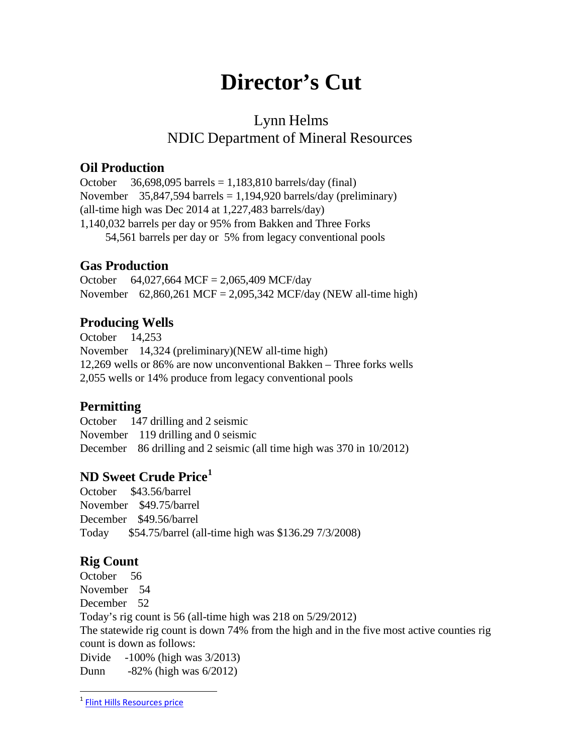# Director's Cut

Lynn Helms
NDIC Department of Mineral Resources

## Oil Production

October 36,698,095 barrels = 1,183,810 barrels/day (final)
November 35,847,594 barrels = 1,194,920 barrels/day (preliminary)
(all-time high was Dec 2014 at 1,227,483 barrels/day)
1,140,032 barrels per day or 95% from Bakken and Three Forks
54,561 barrels per day or 5% from legacy conventional pools

## Gas Production

October 64,027,664 MCF = 2,065,409 MCF/day
November 62,860,261 MCF = 2,095,342 MCF/day (NEW all-time high)

## Producing Wells

October 14,253
November 14,324 (preliminary)(NEW all-time high)
12,269 wells or 86% are now unconventional Bakken – Three forks wells
2,055 wells or 14% produce from legacy conventional pools

## Permitting

October 147 drilling and 2 seismic
November 119 drilling and 0 seismic
December 86 drilling and 2 seismic (all time high was 370 in 10/2012)

## ND Sweet Crude Price[1]

October $43.56/barrel
November $49.75/barrel
December $49.56/barrel
Today $54.75/barrel (all-time high was $136.29 7/3/2008)

## Rig Count

October 56
November 54
December 52
Today's rig count is 56 (all-time high was 218 on 5/29/2012)
The statewide rig count is down 74% from the high and in the five most active counties rig count is down as follows:
Divide -100% (high was 3/2013)
Dunn -82% (high was 6/2012)

[1] Flint Hills Resources price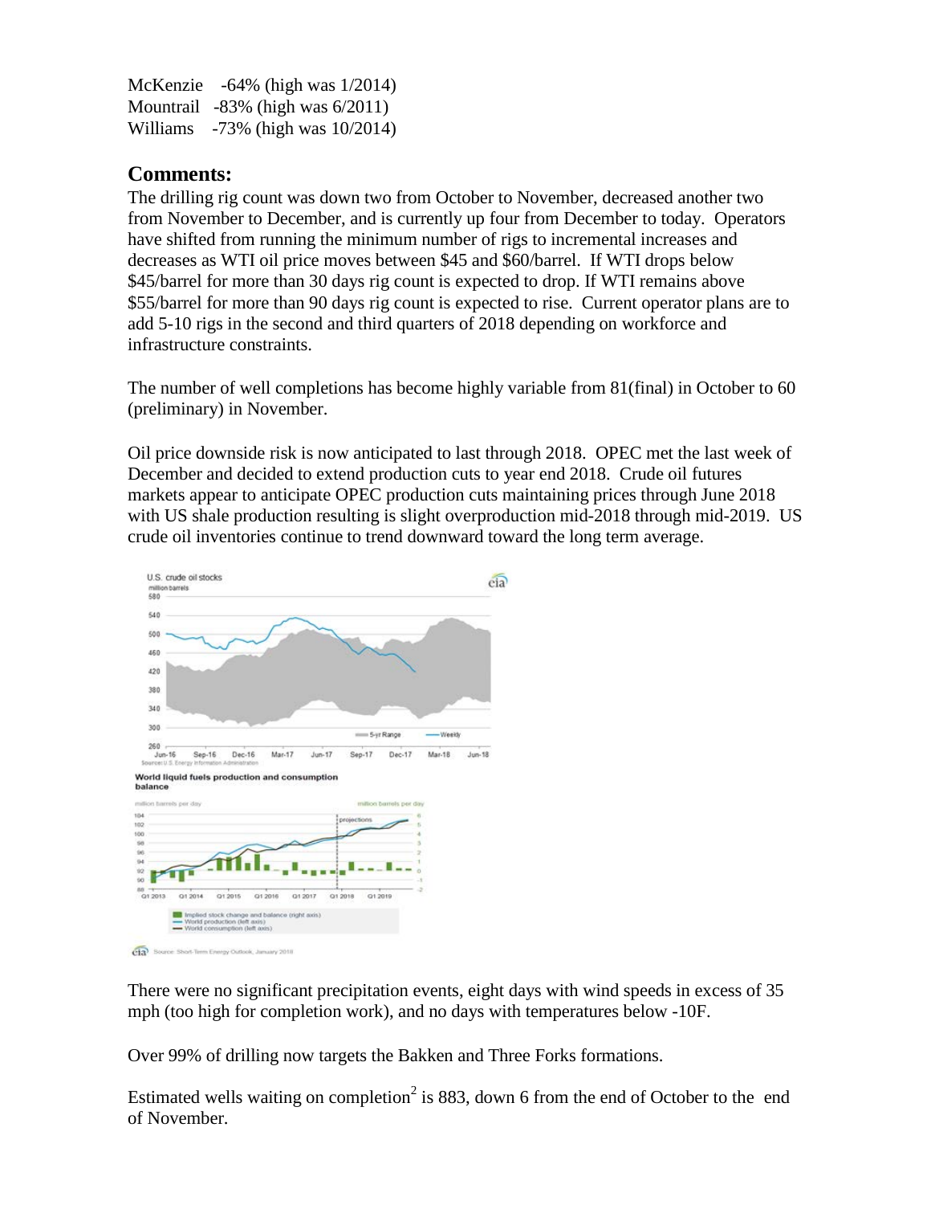McKenzie -64% (high was 1/2014)
Mountrail -83% (high was 6/2011)
Williams -73% (high was 10/2014)

## Comments:

The drilling rig count was down two from October to November, decreased another two from November to December, and is currently up four from December to today. Operators have shifted from running the minimum number of rigs to incremental increases and decreases as WTI oil price moves between \$45 and \$60/barrel. If WTI drops below \$45/barrel for more than 30 days rig count is expected to drop. If WTI remains above \$55/barrel for more than 90 days rig count is expected to rise. Current operator plans are to add 5-10 rigs in the second and third quarters of 2018 depending on workforce and infrastructure constraints.

The number of well completions has become highly variable from 81(final) in October to 60 (preliminary) in November.

Oil price downside risk is now anticipated to last through 2018. OPEC met the last week of December and decided to extend production cuts to year end 2018. Crude oil futures markets appear to anticipate OPEC production cuts maintaining prices through June 2018 with US shale production resulting is slight overproduction mid-2018 through mid-2019. US crude oil inventories continue to trend downward toward the long term average.

There were no significant precipitation events, eight days with wind speeds in excess of 35 mph (too high for completion work), and no days with temperatures below -10F.

Over 99% of drilling now targets the Bakken and Three Forks formations.

Estimated wells waiting on completion[2] is 883, down 6 from the end of October to the end of November.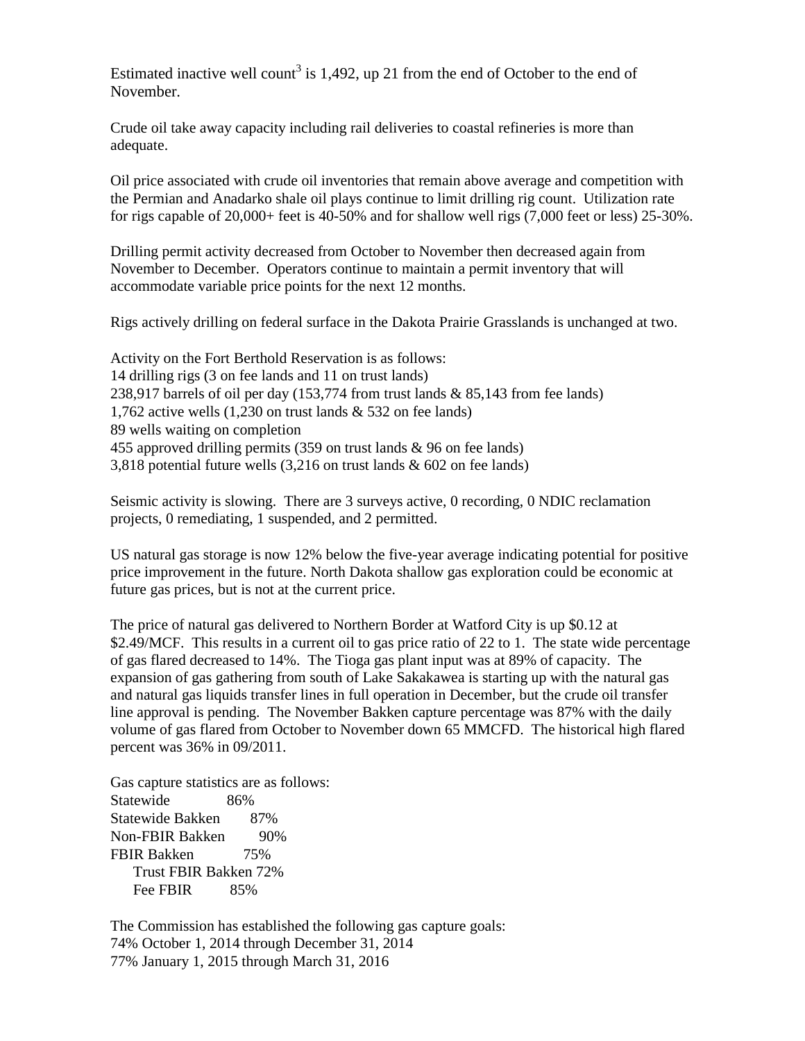Estimated inactive well count[3] is 1,492, up 21 from the end of October to the end of November.

Crude oil take away capacity including rail deliveries to coastal refineries is more than adequate.

Oil price associated with crude oil inventories that remain above average and competition with the Permian and Anadarko shale oil plays continue to limit drilling rig count. Utilization rate for rigs capable of 20,000+ feet is 40-50% and for shallow well rigs (7,000 feet or less) 25-30%.

Drilling permit activity decreased from October to November then decreased again from November to December. Operators continue to maintain a permit inventory that will accommodate variable price points for the next 12 months.

Rigs actively drilling on federal surface in the Dakota Prairie Grasslands is unchanged at two.

Activity on the Fort Berthold Reservation is as follows:
14 drilling rigs (3 on fee lands and 11 on trust lands)
238,917 barrels of oil per day (153,774 from trust lands & 85,143 from fee lands)
1,762 active wells (1,230 on trust lands & 532 on fee lands)
89 wells waiting on completion
455 approved drilling permits (359 on trust lands & 96 on fee lands)
3,818 potential future wells (3,216 on trust lands & 602 on fee lands)

Seismic activity is slowing. There are 3 surveys active, 0 recording, 0 NDIC reclamation projects, 0 remediating, 1 suspended, and 2 permitted.

US natural gas storage is now 12% below the five-year average indicating potential for positive price improvement in the future. North Dakota shallow gas exploration could be economic at future gas prices, but is not at the current price.

The price of natural gas delivered to Northern Border at Watford City is up $0.12 at $2.49/MCF. This results in a current oil to gas price ratio of 22 to 1. The state wide percentage of gas flared decreased to 14%. The Tioga gas plant input was at 89% of capacity. The expansion of gas gathering from south of Lake Sakakawea is starting up with the natural gas and natural gas liquids transfer lines in full operation in December, but the crude oil transfer line approval is pending. The November Bakken capture percentage was 87% with the daily volume of gas flared from October to November down 65 MMCFD. The historical high flared percent was 36% in 09/2011.

Gas capture statistics are as follows:
Statewide 86%
Statewide Bakken 87%
Non-FBIR Bakken 90%
FBIR Bakken 75%
  Trust FBIR Bakken 72%
  Fee FBIR 85%

The Commission has established the following gas capture goals:
74% October 1, 2014 through December 31, 2014
77% January 1, 2015 through March 31, 2016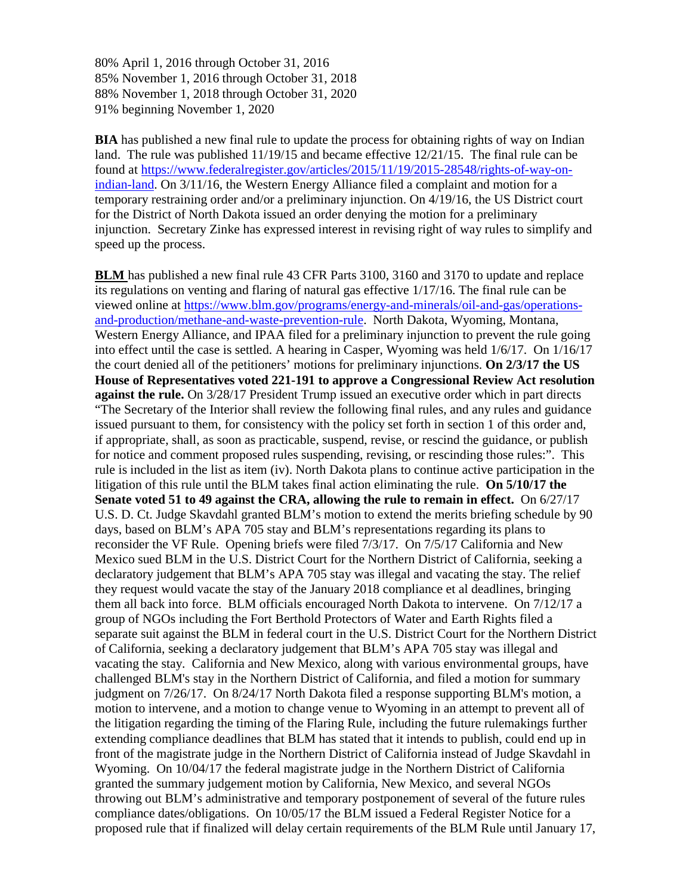80% April 1, 2016 through October 31, 2016
85% November 1, 2016 through October 31, 2018
88% November 1, 2018 through October 31, 2020
91% beginning November 1, 2020

**BIA** has published a new final rule to update the process for obtaining rights of way on Indian land. The rule was published 11/19/15 and became effective 12/21/15. The final rule can be found at https://www.federalregister.gov/articles/2015/11/19/2015-28548/rights-of-way-on-indian-land. On 3/11/16, the Western Energy Alliance filed a complaint and motion for a temporary restraining order and/or a preliminary injunction. On 4/19/16, the US District court for the District of North Dakota issued an order denying the motion for a preliminary injunction. Secretary Zinke has expressed interest in revising right of way rules to simplify and speed up the process.

**BLM** has published a new final rule 43 CFR Parts 3100, 3160 and 3170 to update and replace its regulations on venting and flaring of natural gas effective 1/17/16. The final rule can be viewed online at https://www.blm.gov/programs/energy-and-minerals/oil-and-gas/operations-and-production/methane-and-waste-prevention-rule. North Dakota, Wyoming, Montana, Western Energy Alliance, and IPAA filed for a preliminary injunction to prevent the rule going into effect until the case is settled. A hearing in Casper, Wyoming was held 1/6/17. On 1/16/17 the court denied all of the petitioners' motions for preliminary injunctions. **On 2/3/17 the US House of Representatives voted 221-191 to approve a Congressional Review Act resolution against the rule.** On 3/28/17 President Trump issued an executive order which in part directs "The Secretary of the Interior shall review the following final rules, and any rules and guidance issued pursuant to them, for consistency with the policy set forth in section 1 of this order and, if appropriate, shall, as soon as practicable, suspend, revise, or rescind the guidance, or publish for notice and comment proposed rules suspending, revising, or rescinding those rules:". This rule is included in the list as item (iv). North Dakota plans to continue active participation in the litigation of this rule until the BLM takes final action eliminating the rule. **On 5/10/17 the Senate voted 51 to 49 against the CRA, allowing the rule to remain in effect.** On 6/27/17 U.S. D. Ct. Judge Skavdahl granted BLM's motion to extend the merits briefing schedule by 90 days, based on BLM's APA 705 stay and BLM's representations regarding its plans to reconsider the VF Rule. Opening briefs were filed 7/3/17. On 7/5/17 California and New Mexico sued BLM in the U.S. District Court for the Northern District of California, seeking a declaratory judgement that BLM's APA 705 stay was illegal and vacating the stay. The relief they request would vacate the stay of the January 2018 compliance et al deadlines, bringing them all back into force. BLM officials encouraged North Dakota to intervene. On 7/12/17 a group of NGOs including the Fort Berthold Protectors of Water and Earth Rights filed a separate suit against the BLM in federal court in the U.S. District Court for the Northern District of California, seeking a declaratory judgement that BLM's APA 705 stay was illegal and vacating the stay. California and New Mexico, along with various environmental groups, have challenged BLM's stay in the Northern District of California, and filed a motion for summary judgment on 7/26/17. On 8/24/17 North Dakota filed a response supporting BLM's motion, a motion to intervene, and a motion to change venue to Wyoming in an attempt to prevent all of the litigation regarding the timing of the Flaring Rule, including the future rulemakings further extending compliance deadlines that BLM has stated that it intends to publish, could end up in front of the magistrate judge in the Northern District of California instead of Judge Skavdahl in Wyoming. On 10/04/17 the federal magistrate judge in the Northern District of California granted the summary judgement motion by California, New Mexico, and several NGOs throwing out BLM's administrative and temporary postponement of several of the future rules compliance dates/obligations. On 10/05/17 the BLM issued a Federal Register Notice for a proposed rule that if finalized will delay certain requirements of the BLM Rule until January 17,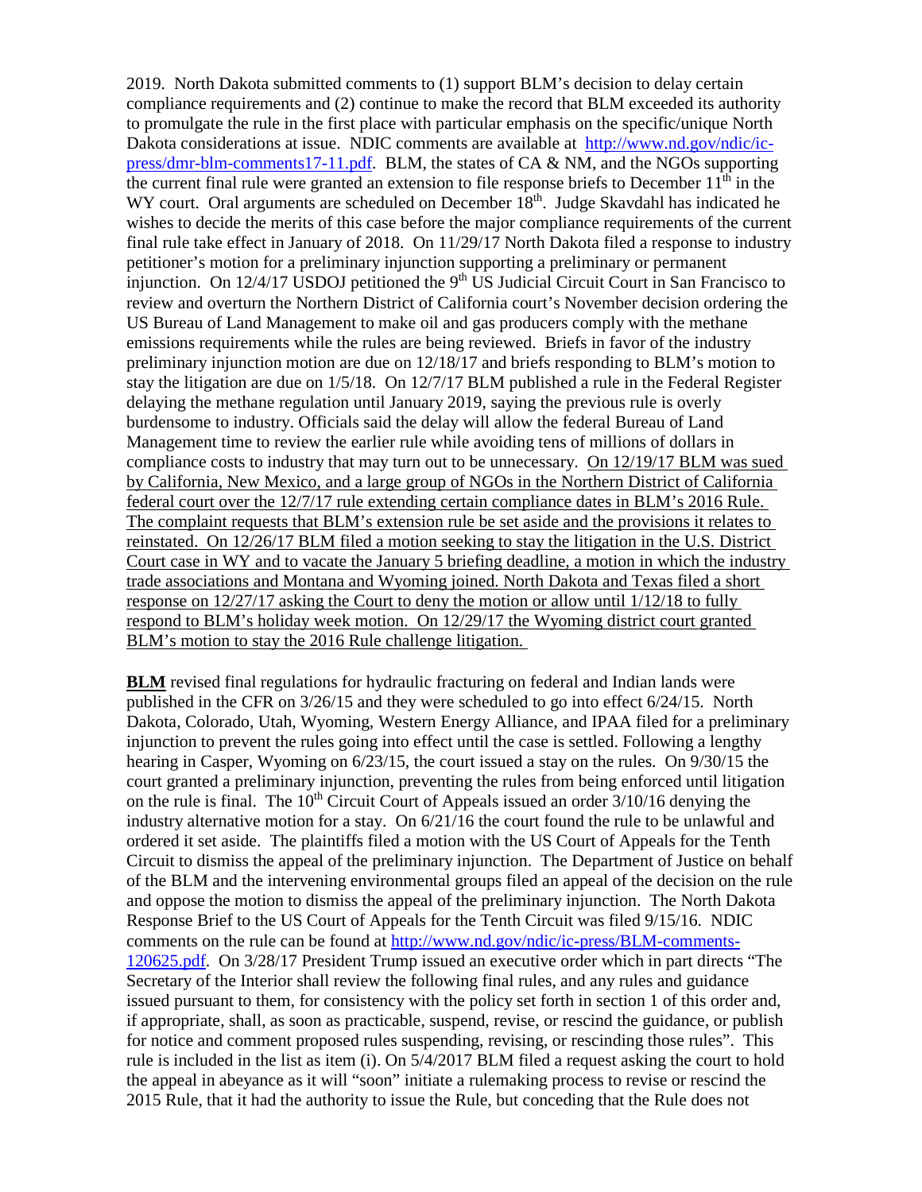2019. North Dakota submitted comments to (1) support BLM's decision to delay certain compliance requirements and (2) continue to make the record that BLM exceeded its authority to promulgate the rule in the first place with particular emphasis on the specific/unique North Dakota considerations at issue. NDIC comments are available at [http://www.nd.gov/ndic/ic-press/dmr-blm-comments17-11.pdf](http://www.nd.gov/ndic/ic-press/dmr-blm-comments17-11.pdf). BLM, the states of CA & NM, and the NGOs supporting the current final rule were granted an extension to file response briefs to December 11th in the WY court. Oral arguments are scheduled on December 18th. Judge Skavdahl has indicated he wishes to decide the merits of this case before the major compliance requirements of the current final rule take effect in January of 2018. On 11/29/17 North Dakota filed a response to industry petitioner's motion for a preliminary injunction supporting a preliminary or permanent injunction. On 12/4/17 USDOJ petitioned the 9th US Judicial Circuit Court in San Francisco to review and overturn the Northern District of California court's November decision ordering the US Bureau of Land Management to make oil and gas producers comply with the methane emissions requirements while the rules are being reviewed. Briefs in favor of the industry preliminary injunction motion are due on 12/18/17 and briefs responding to BLM's motion to stay the litigation are due on 1/5/18. On 12/7/17 BLM published a rule in the Federal Register delaying the methane regulation until January 2019, saying the previous rule is overly burdensome to industry. Officials said the delay will allow the federal Bureau of Land Management time to review the earlier rule while avoiding tens of millions of dollars in compliance costs to industry that may turn out to be unnecessary. On 12/19/17 BLM was sued by California, New Mexico, and a large group of NGOs in the Northern District of California federal court over the 12/7/17 rule extending certain compliance dates in BLM's 2016 Rule. The complaint requests that BLM's extension rule be set aside and the provisions it relates to reinstated. On 12/26/17 BLM filed a motion seeking to stay the litigation in the U.S. District Court case in WY and to vacate the January 5 briefing deadline, a motion in which the industry trade associations and Montana and Wyoming joined. North Dakota and Texas filed a short response on 12/27/17 asking the Court to deny the motion or allow until 1/12/18 to fully respond to BLM's holiday week motion. On 12/29/17 the Wyoming district court granted BLM's motion to stay the 2016 Rule challenge litigation.

**BLM** revised final regulations for hydraulic fracturing on federal and Indian lands were published in the CFR on 3/26/15 and they were scheduled to go into effect 6/24/15. North Dakota, Colorado, Utah, Wyoming, Western Energy Alliance, and IPAA filed for a preliminary injunction to prevent the rules going into effect until the case is settled. Following a lengthy hearing in Casper, Wyoming on 6/23/15, the court issued a stay on the rules. On 9/30/15 the court granted a preliminary injunction, preventing the rules from being enforced until litigation on the rule is final. The 10th Circuit Court of Appeals issued an order 3/10/16 denying the industry alternative motion for a stay. On 6/21/16 the court found the rule to be unlawful and ordered it set aside. The plaintiffs filed a motion with the US Court of Appeals for the Tenth Circuit to dismiss the appeal of the preliminary injunction. The Department of Justice on behalf of the BLM and the intervening environmental groups filed an appeal of the decision on the rule and oppose the motion to dismiss the appeal of the preliminary injunction. The North Dakota Response Brief to the US Court of Appeals for the Tenth Circuit was filed 9/15/16. NDIC comments on the rule can be found at [http://www.nd.gov/ndic/ic-press/BLM-comments-120625.pdf](http://www.nd.gov/ndic/ic-press/BLM-comments-120625.pdf). On 3/28/17 President Trump issued an executive order which in part directs "The Secretary of the Interior shall review the following final rules, and any rules and guidance issued pursuant to them, for consistency with the policy set forth in section 1 of this order and, if appropriate, shall, as soon as practicable, suspend, revise, or rescind the guidance, or publish for notice and comment proposed rules suspending, revising, or rescinding those rules". This rule is included in the list as item (i). On 5/4/2017 BLM filed a request asking the court to hold the appeal in abeyance as it will "soon" initiate a rulemaking process to revise or rescind the 2015 Rule, that it had the authority to issue the Rule, but conceding that the Rule does not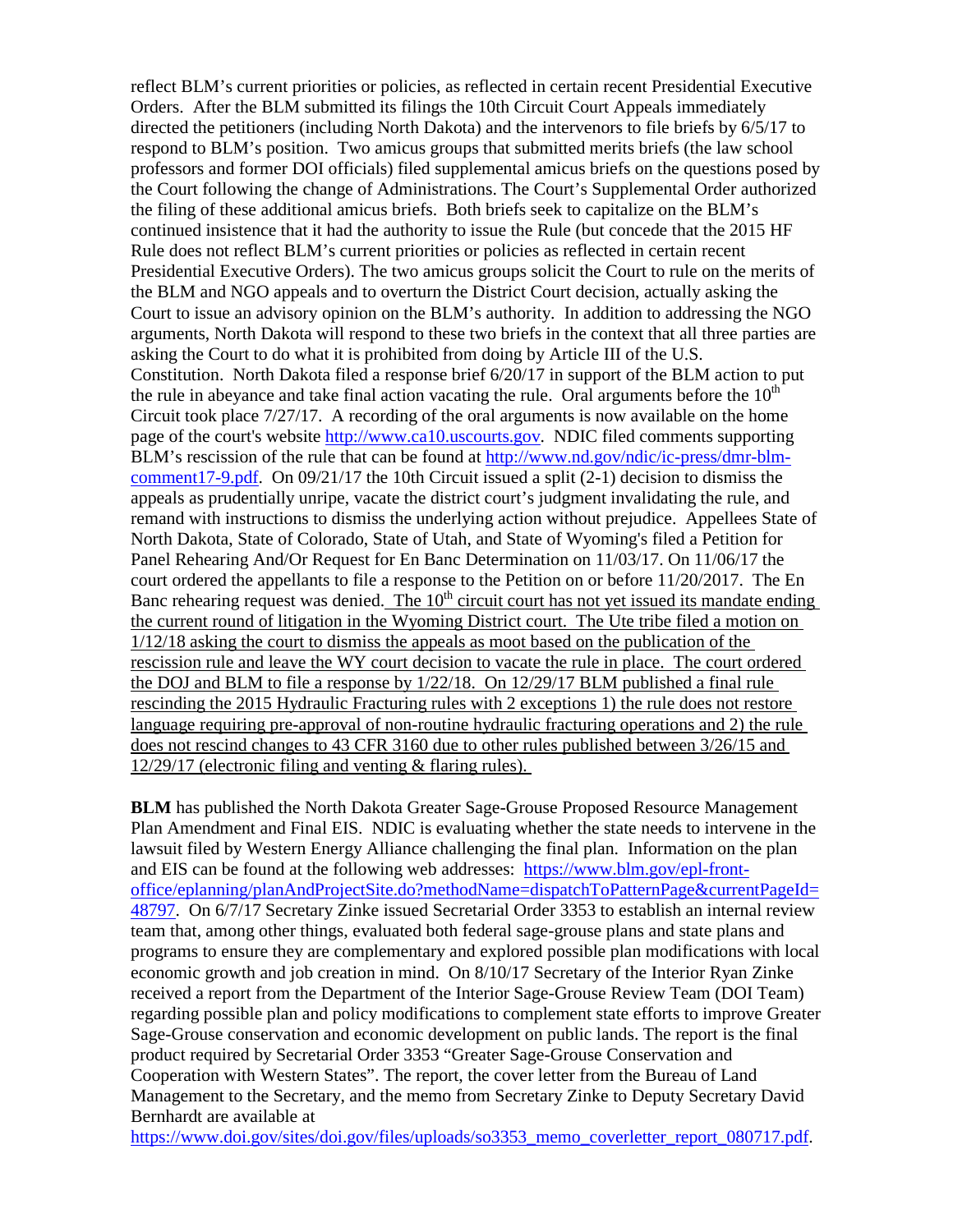reflect BLM's current priorities or policies, as reflected in certain recent Presidential Executive Orders. After the BLM submitted its filings the 10th Circuit Court Appeals immediately directed the petitioners (including North Dakota) and the intervenors to file briefs by 6/5/17 to respond to BLM's position. Two amicus groups that submitted merits briefs (the law school professors and former DOI officials) filed supplemental amicus briefs on the questions posed by the Court following the change of Administrations. The Court's Supplemental Order authorized the filing of these additional amicus briefs. Both briefs seek to capitalize on the BLM's continued insistence that it had the authority to issue the Rule (but concede that the 2015 HF Rule does not reflect BLM's current priorities or policies as reflected in certain recent Presidential Executive Orders). The two amicus groups solicit the Court to rule on the merits of the BLM and NGO appeals and to overturn the District Court decision, actually asking the Court to issue an advisory opinion on the BLM's authority. In addition to addressing the NGO arguments, North Dakota will respond to these two briefs in the context that all three parties are asking the Court to do what it is prohibited from doing by Article III of the U.S. Constitution. North Dakota filed a response brief 6/20/17 in support of the BLM action to put the rule in abeyance and take final action vacating the rule. Oral arguments before the 10th Circuit took place 7/27/17. A recording of the oral arguments is now available on the home page of the court's website http://www.ca10.uscourts.gov. NDIC filed comments supporting BLM's rescission of the rule that can be found at http://www.nd.gov/ndic/ic-press/dmr-blm-comment17-9.pdf. On 09/21/17 the 10th Circuit issued a split (2-1) decision to dismiss the appeals as prudentially unripe, vacate the district court's judgment invalidating the rule, and remand with instructions to dismiss the underlying action without prejudice. Appellees State of North Dakota, State of Colorado, State of Utah, and State of Wyoming's filed a Petition for Panel Rehearing And/Or Request for En Banc Determination on 11/03/17. On 11/06/17 the court ordered the appellants to file a response to the Petition on or before 11/20/2017. The En Banc rehearing request was denied. <u>The 10th circuit court has not yet issued its mandate ending the current round of litigation in the Wyoming District court. The Ute tribe filed a motion on 1/12/18 asking the court to dismiss the appeals as moot based on the publication of the rescission rule and leave the WY court decision to vacate the rule in place. The court ordered the DOJ and BLM to file a response by 1/22/18. On 12/29/17 BLM published a final rule rescinding the 2015 Hydraulic Fracturing rules with 2 exceptions 1) the rule does not restore language requiring pre-approval of non-routine hydraulic fracturing operations and 2) the rule does not rescind changes to 43 CFR 3160 due to other rules published between 3/26/15 and 12/29/17 (electronic filing and venting & flaring rules).</u>

**BLM** has published the North Dakota Greater Sage-Grouse Proposed Resource Management Plan Amendment and Final EIS. NDIC is evaluating whether the state needs to intervene in the lawsuit filed by Western Energy Alliance challenging the final plan. Information on the plan and EIS can be found at the following web addresses: https://www.blm.gov/epl-front-office/eplanning/planAndProjectSite.do?methodName=dispatchToPatternPage&currentPageId=48797. On 6/7/17 Secretary Zinke issued Secretarial Order 3353 to establish an internal review team that, among other things, evaluated both federal sage-grouse plans and state plans and programs to ensure they are complementary and explored possible plan modifications with local economic growth and job creation in mind. On 8/10/17 Secretary of the Interior Ryan Zinke received a report from the Department of the Interior Sage-Grouse Review Team (DOI Team) regarding possible plan and policy modifications to complement state efforts to improve Greater Sage-Grouse conservation and economic development on public lands. The report is the final product required by Secretarial Order 3353 "Greater Sage-Grouse Conservation and Cooperation with Western States". The report, the cover letter from the Bureau of Land Management to the Secretary, and the memo from Secretary Zinke to Deputy Secretary David Bernhardt are available at https://www.doi.gov/sites/doi.gov/files/uploads/so3353_memo_coverletter_report_080717.pdf.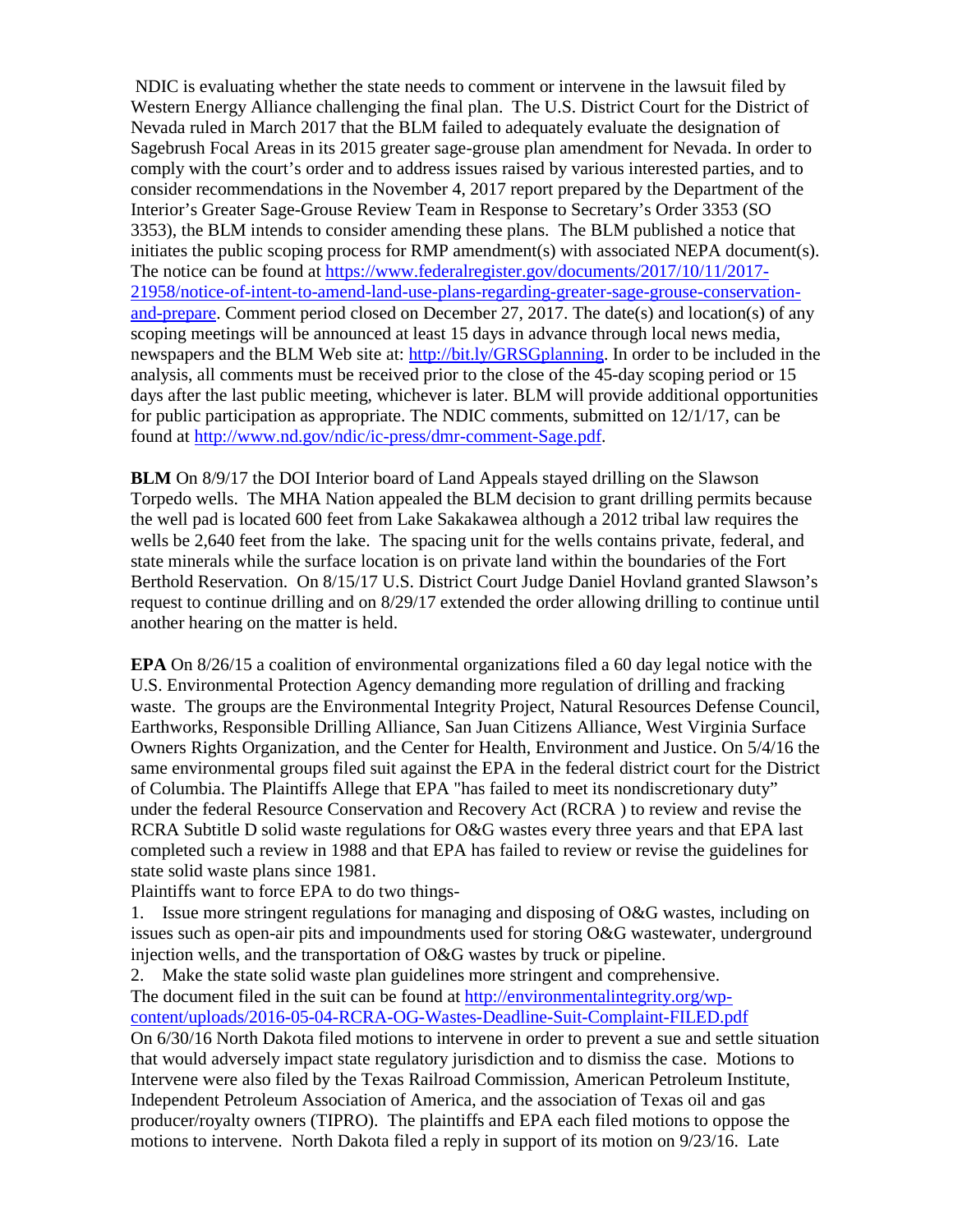NDIC is evaluating whether the state needs to comment or intervene in the lawsuit filed by Western Energy Alliance challenging the final plan. The U.S. District Court for the District of Nevada ruled in March 2017 that the BLM failed to adequately evaluate the designation of Sagebrush Focal Areas in its 2015 greater sage-grouse plan amendment for Nevada. In order to comply with the court's order and to address issues raised by various interested parties, and to consider recommendations in the November 4, 2017 report prepared by the Department of the Interior's Greater Sage-Grouse Review Team in Response to Secretary's Order 3353 (SO 3353), the BLM intends to consider amending these plans. The BLM published a notice that initiates the public scoping process for RMP amendment(s) with associated NEPA document(s). The notice can be found at https://www.federalregister.gov/documents/2017/10/11/2017-21958/notice-of-intent-to-amend-land-use-plans-regarding-greater-sage-grouse-conservation-and-prepare. Comment period closed on December 27, 2017. The date(s) and location(s) of any scoping meetings will be announced at least 15 days in advance through local news media, newspapers and the BLM Web site at: http://bit.ly/GRSGplanning. In order to be included in the analysis, all comments must be received prior to the close of the 45-day scoping period or 15 days after the last public meeting, whichever is later. BLM will provide additional opportunities for public participation as appropriate. The NDIC comments, submitted on 12/1/17, can be found at http://www.nd.gov/ndic/ic-press/dmr-comment-Sage.pdf.

**BLM** On 8/9/17 the DOI Interior board of Land Appeals stayed drilling on the Slawson Torpedo wells. The MHA Nation appealed the BLM decision to grant drilling permits because the well pad is located 600 feet from Lake Sakakawea although a 2012 tribal law requires the wells be 2,640 feet from the lake. The spacing unit for the wells contains private, federal, and state minerals while the surface location is on private land within the boundaries of the Fort Berthold Reservation. On 8/15/17 U.S. District Court Judge Daniel Hovland granted Slawson's request to continue drilling and on 8/29/17 extended the order allowing drilling to continue until another hearing on the matter is held.

**EPA** On 8/26/15 a coalition of environmental organizations filed a 60 day legal notice with the U.S. Environmental Protection Agency demanding more regulation of drilling and fracking waste. The groups are the Environmental Integrity Project, Natural Resources Defense Council, Earthworks, Responsible Drilling Alliance, San Juan Citizens Alliance, West Virginia Surface Owners Rights Organization, and the Center for Health, Environment and Justice. On 5/4/16 the same environmental groups filed suit against the EPA in the federal district court for the District of Columbia. The Plaintiffs Allege that EPA "has failed to meet its nondiscretionary duty" under the federal Resource Conservation and Recovery Act (RCRA ) to review and revise the RCRA Subtitle D solid waste regulations for O&G wastes every three years and that EPA last completed such a review in 1988 and that EPA has failed to review or revise the guidelines for state solid waste plans since 1981.

Plaintiffs want to force EPA to do two things-

1. Issue more stringent regulations for managing and disposing of O&G wastes, including on issues such as open-air pits and impoundments used for storing O&G wastewater, underground injection wells, and the transportation of O&G wastes by truck or pipeline.
2. Make the state solid waste plan guidelines more stringent and comprehensive.

The document filed in the suit can be found at http://environmentalintegrity.org/wp-content/uploads/2016-05-04-RCRA-OG-Wastes-Deadline-Suit-Complaint-FILED.pdf

On 6/30/16 North Dakota filed motions to intervene in order to prevent a sue and settle situation that would adversely impact state regulatory jurisdiction and to dismiss the case. Motions to Intervene were also filed by the Texas Railroad Commission, American Petroleum Institute, Independent Petroleum Association of America, and the association of Texas oil and gas producer/royalty owners (TIPRO). The plaintiffs and EPA each filed motions to oppose the motions to intervene. North Dakota filed a reply in support of its motion on 9/23/16. Late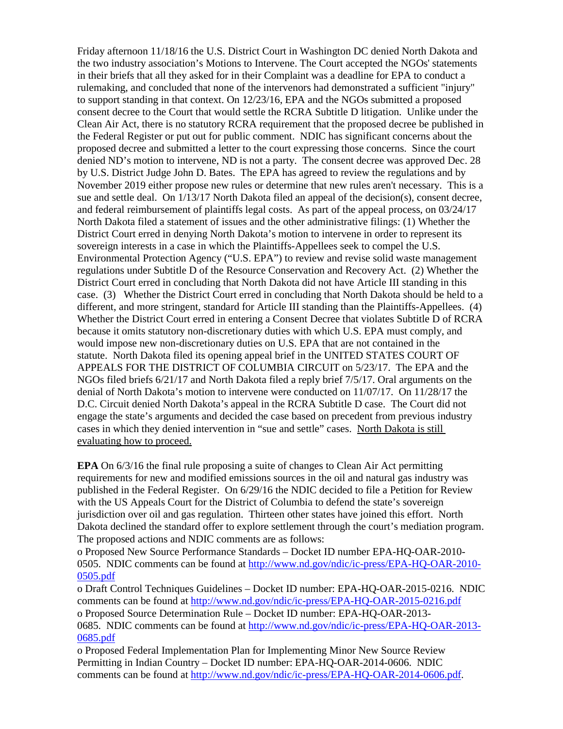Friday afternoon 11/18/16 the U.S. District Court in Washington DC denied North Dakota and the two industry association's Motions to Intervene. The Court accepted the NGOs' statements in their briefs that all they asked for in their Complaint was a deadline for EPA to conduct a rulemaking, and concluded that none of the intervenors had demonstrated a sufficient "injury" to support standing in that context. On 12/23/16, EPA and the NGOs submitted a proposed consent decree to the Court that would settle the RCRA Subtitle D litigation. Unlike under the Clean Air Act, there is no statutory RCRA requirement that the proposed decree be published in the Federal Register or put out for public comment. NDIC has significant concerns about the proposed decree and submitted a letter to the court expressing those concerns. Since the court denied ND's motion to intervene, ND is not a party. The consent decree was approved Dec. 28 by U.S. District Judge John D. Bates. The EPA has agreed to review the regulations and by November 2019 either propose new rules or determine that new rules aren't necessary. This is a sue and settle deal. On 1/13/17 North Dakota filed an appeal of the decision(s), consent decree, and federal reimbursement of plaintiffs legal costs. As part of the appeal process, on 03/24/17 North Dakota filed a statement of issues and the other administrative filings: (1) Whether the District Court erred in denying North Dakota's motion to intervene in order to represent its sovereign interests in a case in which the Plaintiffs-Appellees seek to compel the U.S. Environmental Protection Agency ("U.S. EPA") to review and revise solid waste management regulations under Subtitle D of the Resource Conservation and Recovery Act. (2) Whether the District Court erred in concluding that North Dakota did not have Article III standing in this case. (3) Whether the District Court erred in concluding that North Dakota should be held to a different, and more stringent, standard for Article III standing than the Plaintiffs-Appellees. (4) Whether the District Court erred in entering a Consent Decree that violates Subtitle D of RCRA because it omits statutory non-discretionary duties with which U.S. EPA must comply, and would impose new non-discretionary duties on U.S. EPA that are not contained in the statute. North Dakota filed its opening appeal brief in the UNITED STATES COURT OF APPEALS FOR THE DISTRICT OF COLUMBIA CIRCUIT on 5/23/17. The EPA and the NGOs filed briefs 6/21/17 and North Dakota filed a reply brief 7/5/17. Oral arguments on the denial of North Dakota's motion to intervene were conducted on 11/07/17. On 11/28/17 the D.C. Circuit denied North Dakota's appeal in the RCRA Subtitle D case. The Court did not engage the state's arguments and decided the case based on precedent from previous industry cases in which they denied intervention in "sue and settle" cases. North Dakota is still evaluating how to proceed.

**EPA** On 6/3/16 the final rule proposing a suite of changes to Clean Air Act permitting requirements for new and modified emissions sources in the oil and natural gas industry was published in the Federal Register. On 6/29/16 the NDIC decided to file a Petition for Review with the US Appeals Court for the District of Columbia to defend the state's sovereign jurisdiction over oil and gas regulation. Thirteen other states have joined this effort. North Dakota declined the standard offer to explore settlement through the court's mediation program. The proposed actions and NDIC comments are as follows:

- Proposed New Source Performance Standards – Docket ID number EPA-HQ-OAR-2010-0505. NDIC comments can be found at http://www.nd.gov/ndic/ic-press/EPA-HQ-OAR-2010-0505.pdf
- Draft Control Techniques Guidelines – Docket ID number: EPA-HQ-OAR-2015-0216. NDIC comments can be found at http://www.nd.gov/ndic/ic-press/EPA-HQ-OAR-2015-0216.pdf
- Proposed Source Determination Rule – Docket ID number: EPA-HQ-OAR-2013-0685. NDIC comments can be found at http://www.nd.gov/ndic/ic-press/EPA-HQ-OAR-2013-0685.pdf
- Proposed Federal Implementation Plan for Implementing Minor New Source Review Permitting in Indian Country – Docket ID number: EPA-HQ-OAR-2014-0606. NDIC comments can be found at http://www.nd.gov/ndic/ic-press/EPA-HQ-OAR-2014-0606.pdf.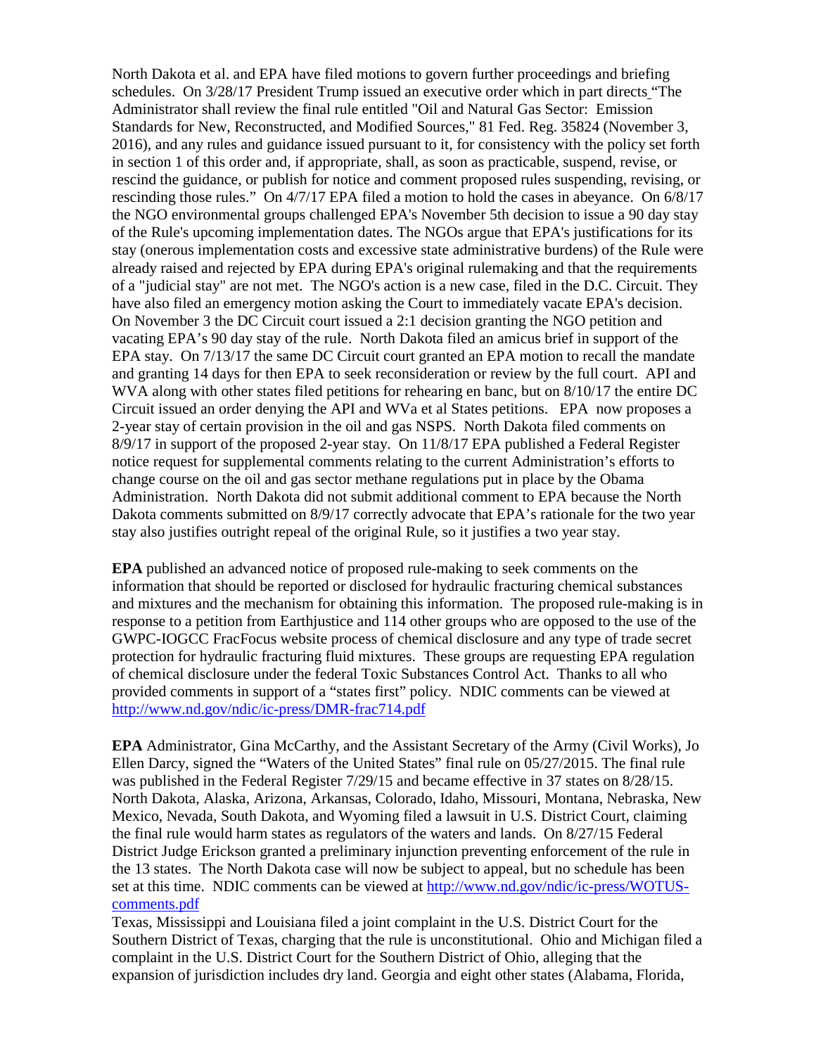North Dakota et al. and EPA have filed motions to govern further proceedings and briefing schedules. On 3/28/17 President Trump issued an executive order which in part directs "The Administrator shall review the final rule entitled "Oil and Natural Gas Sector: Emission Standards for New, Reconstructed, and Modified Sources," 81 Fed. Reg. 35824 (November 3, 2016), and any rules and guidance issued pursuant to it, for consistency with the policy set forth in section 1 of this order and, if appropriate, shall, as soon as practicable, suspend, revise, or rescind the guidance, or publish for notice and comment proposed rules suspending, revising, or rescinding those rules." On 4/7/17 EPA filed a motion to hold the cases in abeyance. On 6/8/17 the NGO environmental groups challenged EPA's November 5th decision to issue a 90 day stay of the Rule's upcoming implementation dates. The NGOs argue that EPA's justifications for its stay (onerous implementation costs and excessive state administrative burdens) of the Rule were already raised and rejected by EPA during EPA's original rulemaking and that the requirements of a "judicial stay" are not met. The NGO's action is a new case, filed in the D.C. Circuit. They have also filed an emergency motion asking the Court to immediately vacate EPA's decision. On November 3 the DC Circuit court issued a 2:1 decision granting the NGO petition and vacating EPA's 90 day stay of the rule. North Dakota filed an amicus brief in support of the EPA stay. On 7/13/17 the same DC Circuit court granted an EPA motion to recall the mandate and granting 14 days for then EPA to seek reconsideration or review by the full court. API and WVA along with other states filed petitions for rehearing en banc, but on 8/10/17 the entire DC Circuit issued an order denying the API and WVa et al States petitions. EPA now proposes a 2-year stay of certain provision in the oil and gas NSPS. North Dakota filed comments on 8/9/17 in support of the proposed 2-year stay. On 11/8/17 EPA published a Federal Register notice request for supplemental comments relating to the current Administration's efforts to change course on the oil and gas sector methane regulations put in place by the Obama Administration. North Dakota did not submit additional comment to EPA because the North Dakota comments submitted on 8/9/17 correctly advocate that EPA's rationale for the two year stay also justifies outright repeal of the original Rule, so it justifies a two year stay.

**EPA** published an advanced notice of proposed rule-making to seek comments on the information that should be reported or disclosed for hydraulic fracturing chemical substances and mixtures and the mechanism for obtaining this information. The proposed rule-making is in response to a petition from Earthjustice and 114 other groups who are opposed to the use of the GWPC-IOGCC FracFocus website process of chemical disclosure and any type of trade secret protection for hydraulic fracturing fluid mixtures. These groups are requesting EPA regulation of chemical disclosure under the federal Toxic Substances Control Act. Thanks to all who provided comments in support of a "states first" policy. NDIC comments can be viewed at [http://www.nd.gov/ndic/ic-press/DMR-frac714.pdf](http://www.nd.gov/ndic/ic-press/DMR-frac714.pdf)

**EPA** Administrator, Gina McCarthy, and the Assistant Secretary of the Army (Civil Works), Jo Ellen Darcy, signed the "Waters of the United States" final rule on 05/27/2015. The final rule was published in the Federal Register 7/29/15 and became effective in 37 states on 8/28/15. North Dakota, Alaska, Arizona, Arkansas, Colorado, Idaho, Missouri, Montana, Nebraska, New Mexico, Nevada, South Dakota, and Wyoming filed a lawsuit in U.S. District Court, claiming the final rule would harm states as regulators of the waters and lands. On 8/27/15 Federal District Judge Erickson granted a preliminary injunction preventing enforcement of the rule in the 13 states. The North Dakota case will now be subject to appeal, but no schedule has been set at this time. NDIC comments can be viewed at [http://www.nd.gov/ndic/ic-press/WOTUS-comments.pdf](http://www.nd.gov/ndic/ic-press/WOTUS-comments.pdf)
Texas, Mississippi and Louisiana filed a joint complaint in the U.S. District Court for the Southern District of Texas, charging that the rule is unconstitutional. Ohio and Michigan filed a complaint in the U.S. District Court for the Southern District of Ohio, alleging that the expansion of jurisdiction includes dry land. Georgia and eight other states (Alabama, Florida,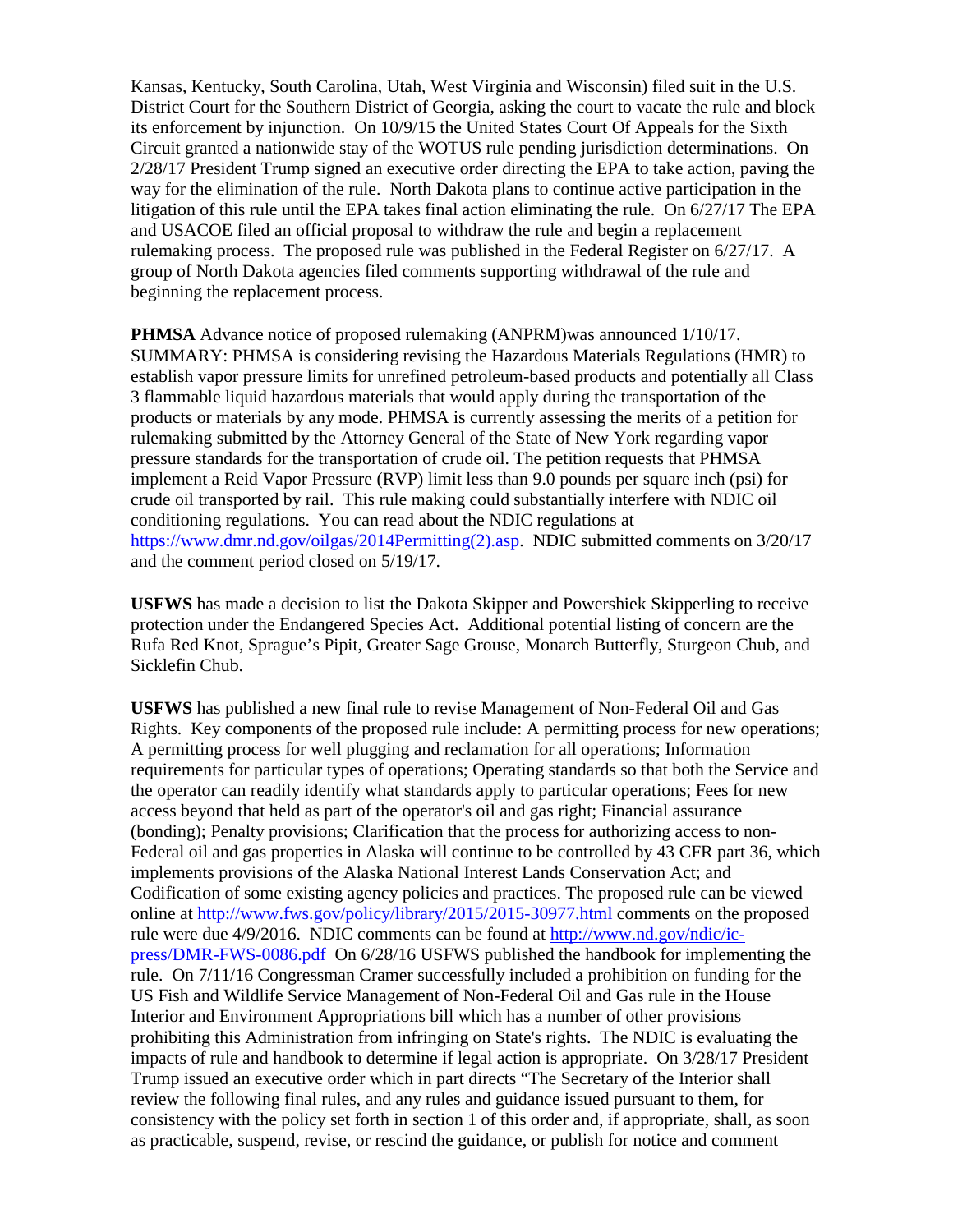Kansas, Kentucky, South Carolina, Utah, West Virginia and Wisconsin) filed suit in the U.S. District Court for the Southern District of Georgia, asking the court to vacate the rule and block its enforcement by injunction. On 10/9/15 the United States Court Of Appeals for the Sixth Circuit granted a nationwide stay of the WOTUS rule pending jurisdiction determinations. On 2/28/17 President Trump signed an executive order directing the EPA to take action, paving the way for the elimination of the rule. North Dakota plans to continue active participation in the litigation of this rule until the EPA takes final action eliminating the rule. On 6/27/17 The EPA and USACOE filed an official proposal to withdraw the rule and begin a replacement rulemaking process. The proposed rule was published in the Federal Register on 6/27/17. A group of North Dakota agencies filed comments supporting withdrawal of the rule and beginning the replacement process.

**PHMSA** Advance notice of proposed rulemaking (ANPRM)was announced 1/10/17. SUMMARY: PHMSA is considering revising the Hazardous Materials Regulations (HMR) to establish vapor pressure limits for unrefined petroleum-based products and potentially all Class 3 flammable liquid hazardous materials that would apply during the transportation of the products or materials by any mode. PHMSA is currently assessing the merits of a petition for rulemaking submitted by the Attorney General of the State of New York regarding vapor pressure standards for the transportation of crude oil. The petition requests that PHMSA implement a Reid Vapor Pressure (RVP) limit less than 9.0 pounds per square inch (psi) for crude oil transported by rail. This rule making could substantially interfere with NDIC oil conditioning regulations. You can read about the NDIC regulations at https://www.dmr.nd.gov/oilgas/2014Permitting(2).asp. NDIC submitted comments on 3/20/17 and the comment period closed on 5/19/17.

**USFWS** has made a decision to list the Dakota Skipper and Powershiek Skipperling to receive protection under the Endangered Species Act. Additional potential listing of concern are the Rufa Red Knot, Sprague's Pipit, Greater Sage Grouse, Monarch Butterfly, Sturgeon Chub, and Sicklefin Chub.

**USFWS** has published a new final rule to revise Management of Non-Federal Oil and Gas Rights. Key components of the proposed rule include: A permitting process for new operations; A permitting process for well plugging and reclamation for all operations; Information requirements for particular types of operations; Operating standards so that both the Service and the operator can readily identify what standards apply to particular operations; Fees for new access beyond that held as part of the operator's oil and gas right; Financial assurance (bonding); Penalty provisions; Clarification that the process for authorizing access to non-Federal oil and gas properties in Alaska will continue to be controlled by 43 CFR part 36, which implements provisions of the Alaska National Interest Lands Conservation Act; and Codification of some existing agency policies and practices. The proposed rule can be viewed online at http://www.fws.gov/policy/library/2015/2015-30977.html comments on the proposed rule were due 4/9/2016. NDIC comments can be found at http://www.nd.gov/ndic/ic-press/DMR-FWS-0086.pdf On 6/28/16 USFWS published the handbook for implementing the rule. On 7/11/16 Congressman Cramer successfully included a prohibition on funding for the US Fish and Wildlife Service Management of Non-Federal Oil and Gas rule in the House Interior and Environment Appropriations bill which has a number of other provisions prohibiting this Administration from infringing on State's rights. The NDIC is evaluating the impacts of rule and handbook to determine if legal action is appropriate. On 3/28/17 President Trump issued an executive order which in part directs "The Secretary of the Interior shall review the following final rules, and any rules and guidance issued pursuant to them, for consistency with the policy set forth in section 1 of this order and, if appropriate, shall, as soon as practicable, suspend, revise, or rescind the guidance, or publish for notice and comment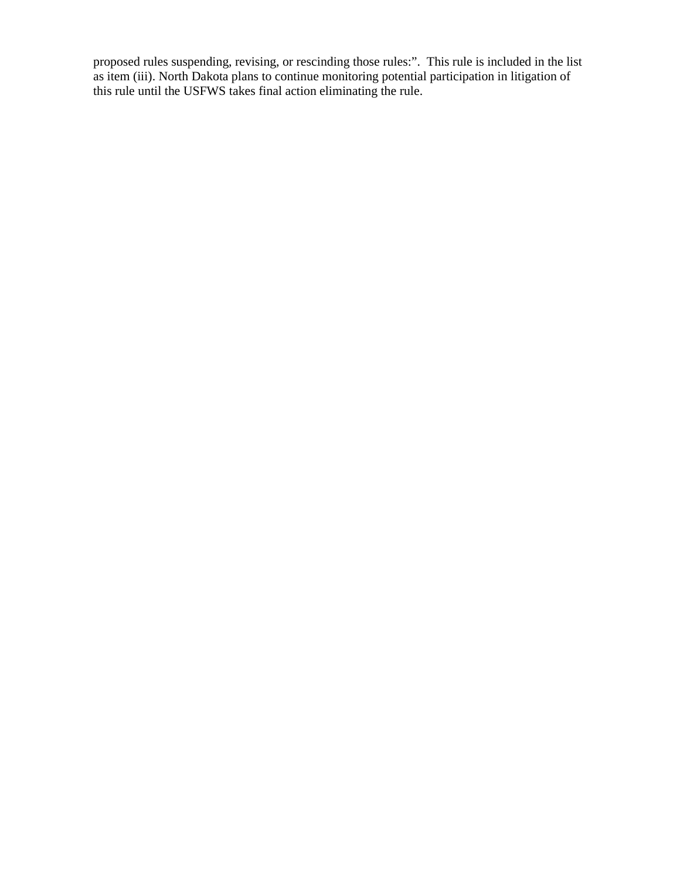proposed rules suspending, revising, or rescinding those rules:".  This rule is included in the list as item (iii). North Dakota plans to continue monitoring potential participation in litigation of this rule until the USFWS takes final action eliminating the rule.